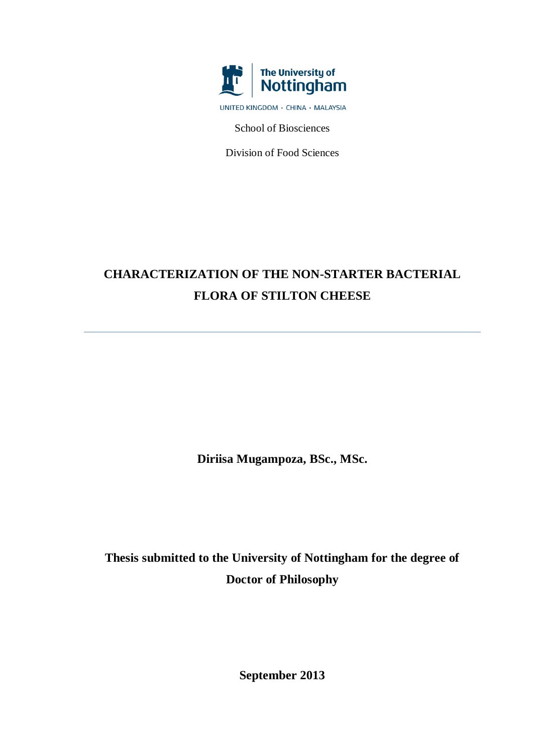The University of Nottingham

UNITED KINGDOM · CHINA · MALAYSIA

School of Biosciences

Division of Food Sciences

# CHARACTERIZATION OF THE NON-STARTER BACTERIAL FLORA OF STILTON CHEESE

---

**Diriisa Mugampoza, BSc., MSc.**

**Thesis submitted to the University of Nottingham for the degree of Doctor of Philosophy**

**September 2013**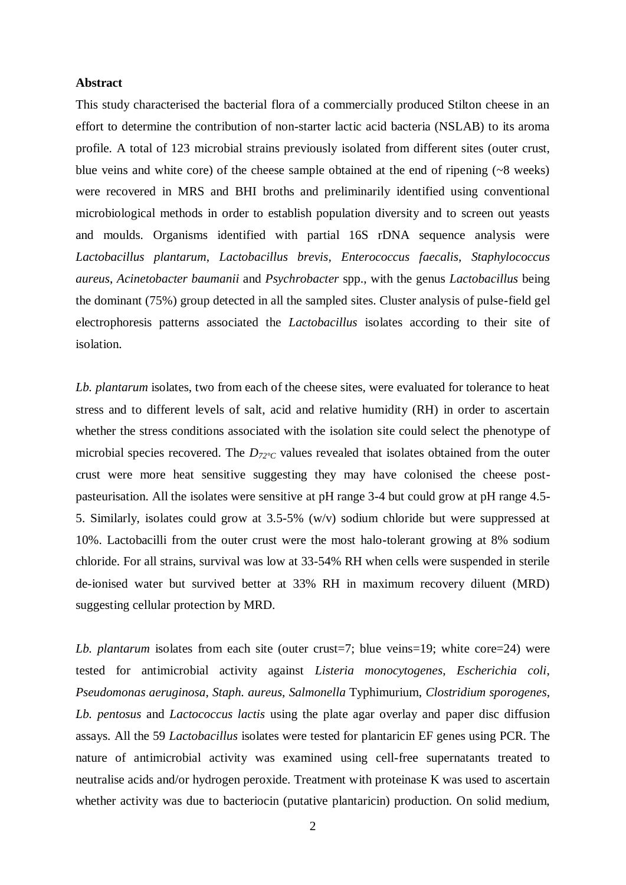**Abstract**

This study characterised the bacterial flora of a commercially produced Stilton cheese in an effort to determine the contribution of non-starter lactic acid bacteria (NSLAB) to its aroma profile. A total of 123 microbial strains previously isolated from different sites (outer crust, blue veins and white core) of the cheese sample obtained at the end of ripening (~8 weeks) were recovered in MRS and BHI broths and preliminarily identified using conventional microbiological methods in order to establish population diversity and to screen out yeasts and moulds. Organisms identified with partial 16S rDNA sequence analysis were *Lactobacillus plantarum*, *Lactobacillus brevis*, *Enterococcus faecalis*, *Staphylococcus aureus*, *Acinetobacter baumanii* and *Psychrobacter* spp., with the genus *Lactobacillus* being the dominant (75%) group detected in all the sampled sites. Cluster analysis of pulse-field gel electrophoresis patterns associated the *Lactobacillus* isolates according to their site of isolation.

*Lb. plantarum* isolates, two from each of the cheese sites, were evaluated for tolerance to heat stress and to different levels of salt, acid and relative humidity (RH) in order to ascertain whether the stress conditions associated with the isolation site could select the phenotype of microbial species recovered. The $D_{72°C}$ values revealed that isolates obtained from the outer crust were more heat sensitive suggesting they may have colonised the cheese post-pasteurisation. All the isolates were sensitive at pH range 3-4 but could grow at pH range 4.5-5. Similarly, isolates could grow at 3.5-5% (w/v) sodium chloride but were suppressed at 10%. Lactobacilli from the outer crust were the most halo-tolerant growing at 8% sodium chloride. For all strains, survival was low at 33-54% RH when cells were suspended in sterile de-ionised water but survived better at 33% RH in maximum recovery diluent (MRD) suggesting cellular protection by MRD.

*Lb. plantarum* isolates from each site (outer crust=7; blue veins=19; white core=24) were tested for antimicrobial activity against *Listeria monocytogenes*, *Escherichia coli*, *Pseudomonas aeruginosa*, *Staph. aureus*, *Salmonella* Typhimurium, *Clostridium sporogenes*, *Lb. pentosus* and *Lactococcus lactis* using the plate agar overlay and paper disc diffusion assays. All the 59 *Lactobacillus* isolates were tested for plantaricin EF genes using PCR. The nature of antimicrobial activity was examined using cell-free supernatants treated to neutralise acids and/or hydrogen peroxide. Treatment with proteinase K was used to ascertain whether activity was due to bacteriocin (putative plantaricin) production. On solid medium,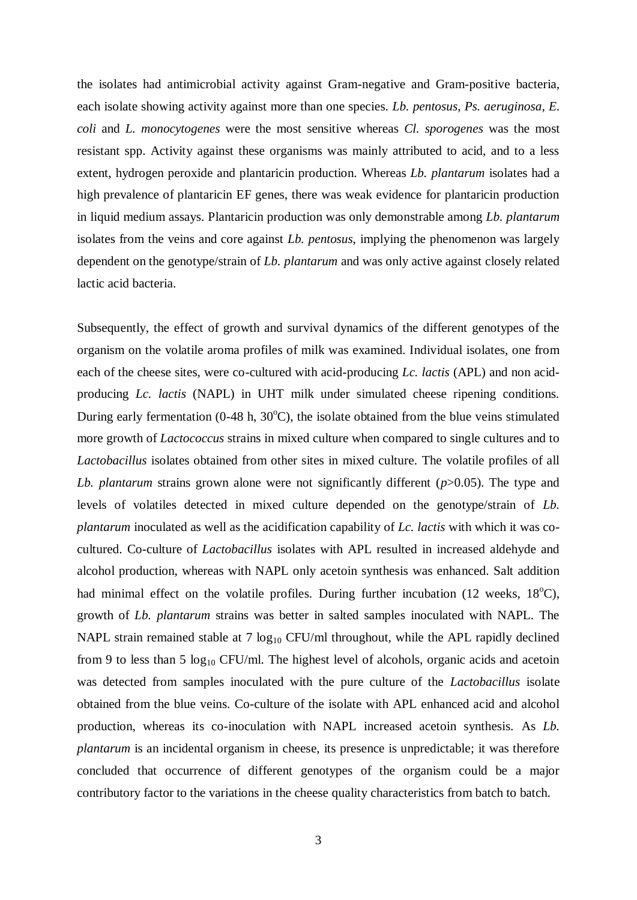the isolates had antimicrobial activity against Gram-negative and Gram-positive bacteria, each isolate showing activity against more than one species. *Lb. pentosus*, *Ps. aeruginosa*, *E. coli* and *L. monocytogenes* were the most sensitive whereas *Cl. sporogenes* was the most resistant spp. Activity against these organisms was mainly attributed to acid, and to a less extent, hydrogen peroxide and plantaricin production. Whereas *Lb. plantarum* isolates had a high prevalence of plantaricin EF genes, there was weak evidence for plantaricin production in liquid medium assays. Plantaricin production was only demonstrable among *Lb. plantarum* isolates from the veins and core against *Lb. pentosus*, implying the phenomenon was largely dependent on the genotype/strain of *Lb. plantarum* and was only active against closely related lactic acid bacteria.

Subsequently, the effect of growth and survival dynamics of the different genotypes of the organism on the volatile aroma profiles of milk was examined. Individual isolates, one from each of the cheese sites, were co-cultured with acid-producing *Lc. lactis* (APL) and non acid-producing *Lc. lactis* (NAPL) in UHT milk under simulated cheese ripening conditions. During early fermentation (0-48 h, 30$^{o}$C), the isolate obtained from the blue veins stimulated more growth of *Lactococcus* strains in mixed culture when compared to single cultures and to *Lactobacillus* isolates obtained from other sites in mixed culture. The volatile profiles of all *Lb. plantarum* strains grown alone were not significantly different ($p$>0.05). The type and levels of volatiles detected in mixed culture depended on the genotype/strain of *Lb. plantarum* inoculated as well as the acidification capability of *Lc. lactis* with which it was co-cultured. Co-culture of *Lactobacillus* isolates with APL resulted in increased aldehyde and alcohol production, whereas with NAPL only acetoin synthesis was enhanced. Salt addition had minimal effect on the volatile profiles. During further incubation (12 weeks, 18$^{o}$C), growth of *Lb. plantarum* strains was better in salted samples inoculated with NAPL. The NAPL strain remained stable at 7 $\log_{10}$ CFU/ml throughout, while the APL rapidly declined from 9 to less than 5 $\log_{10}$ CFU/ml. The highest level of alcohols, organic acids and acetoin was detected from samples inoculated with the pure culture of the *Lactobacillus* isolate obtained from the blue veins. Co-culture of the isolate with APL enhanced acid and alcohol production, whereas its co-inoculation with NAPL increased acetoin synthesis. As *Lb. plantarum* is an incidental organism in cheese, its presence is unpredictable; it was therefore concluded that occurrence of different genotypes of the organism could be a major contributory factor to the variations in the cheese quality characteristics from batch to batch.